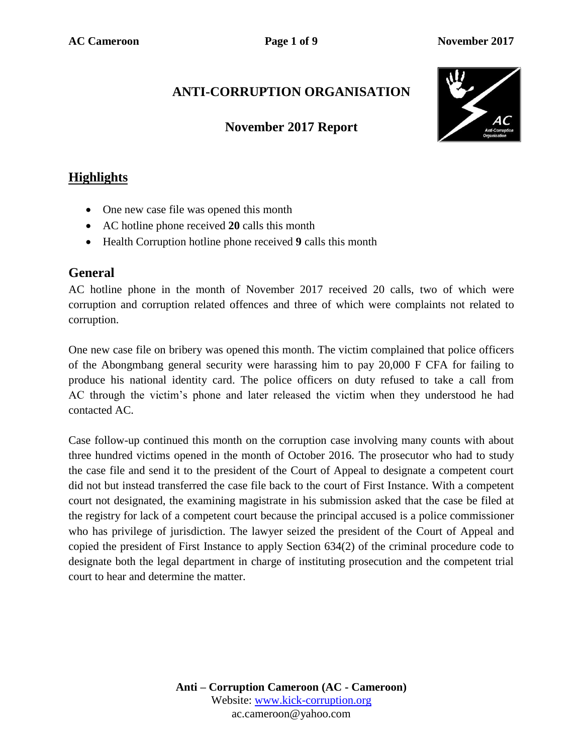# ANTI-CORRUPTION ORGANISATION

## November 2017 Report

## Highlights

- One new case file was opened this month
- AC hotline phone received **20** calls this month
- Health Corruption hotline phone received **9** calls this month

## General

AC hotline phone in the month of November 2017 received 20 calls, two of which were corruption and corruption related offences and three of which were complaints not related to corruption.

One new case file on bribery was opened this month. The victim complained that police officers of the Abongmbang general security were harassing him to pay 20,000 F CFA for failing to produce his national identity card. The police officers on duty refused to take a call from AC through the victim's phone and later released the victim when they understood he had contacted AC.

Case follow-up continued this month on the corruption case involving many counts with about three hundred victims opened in the month of October 2016. The prosecutor who had to study the case file and send it to the president of the Court of Appeal to designate a competent court did not but instead transferred the case file back to the court of First Instance. With a competent court not designated, the examining magistrate in his submission asked that the case be filed at the registry for lack of a competent court because the principal accused is a police commissioner who has privilege of jurisdiction. The lawyer seized the president of the Court of Appeal and copied the president of First Instance to apply Section 634(2) of the criminal procedure code to designate both the legal department in charge of instituting prosecution and the competent trial court to hear and determine the matter.

**Anti – Corruption Cameroon (AC - Cameroon)**
Website: www.kick-corruption.org
ac.cameroon@yahoo.com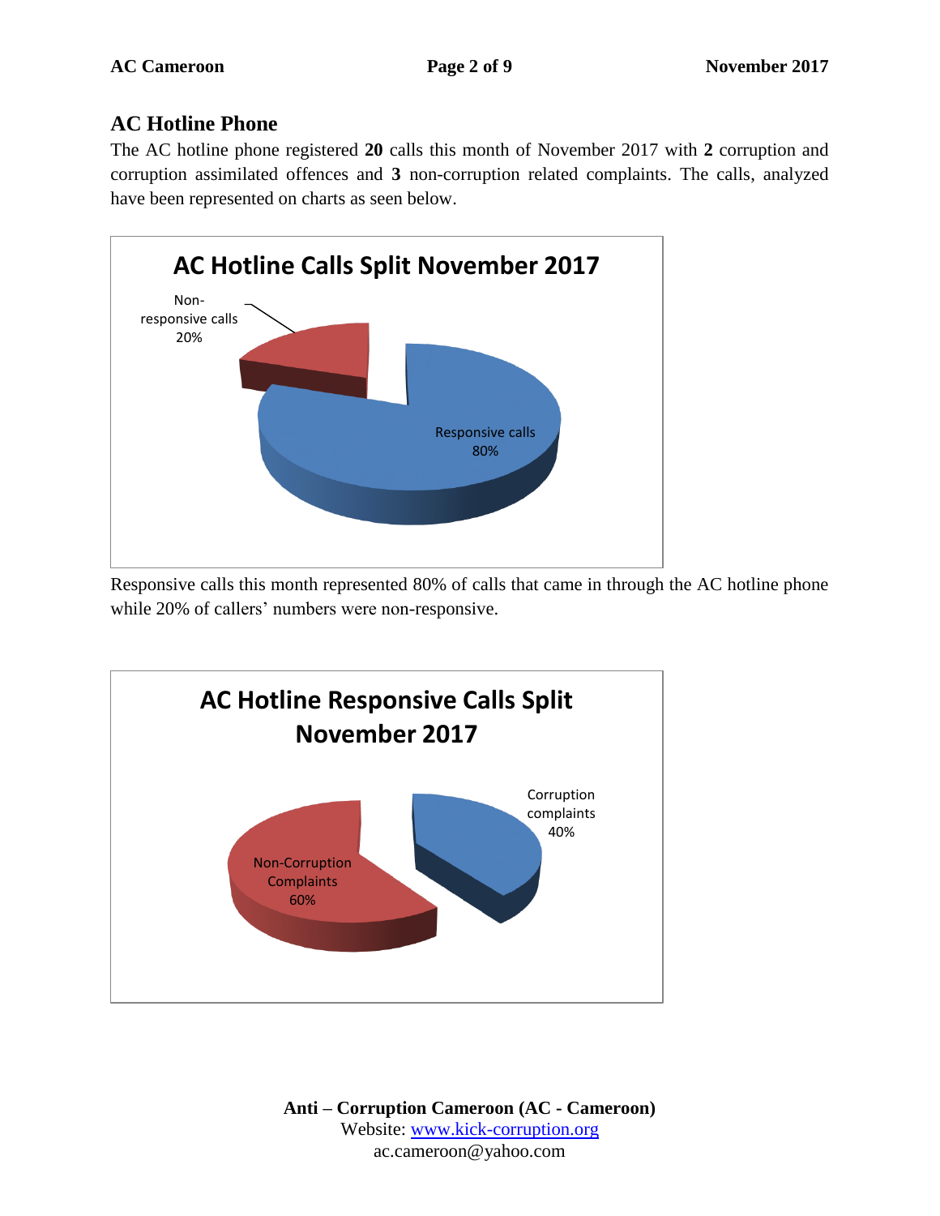## AC Hotline Phone

The AC hotline phone registered **20** calls this month of November 2017 with **2** corruption and corruption assimilated offences and **3** non-corruption related complaints. The calls, analyzed have been represented on charts as seen below.

**AC Hotline Calls Split November 2017**

- Non-responsive calls 20%
- Responsive calls 80%

Responsive calls this month represented 80% of calls that came in through the AC hotline phone while 20% of callers' numbers were non-responsive.

**AC Hotline Responsive Calls Split November 2017**

- Corruption complaints 40%
- Non-Corruption Complaints 60%

**Anti – Corruption Cameroon (AC - Cameroon)**
Website: www.kick-corruption.org
ac.cameroon@yahoo.com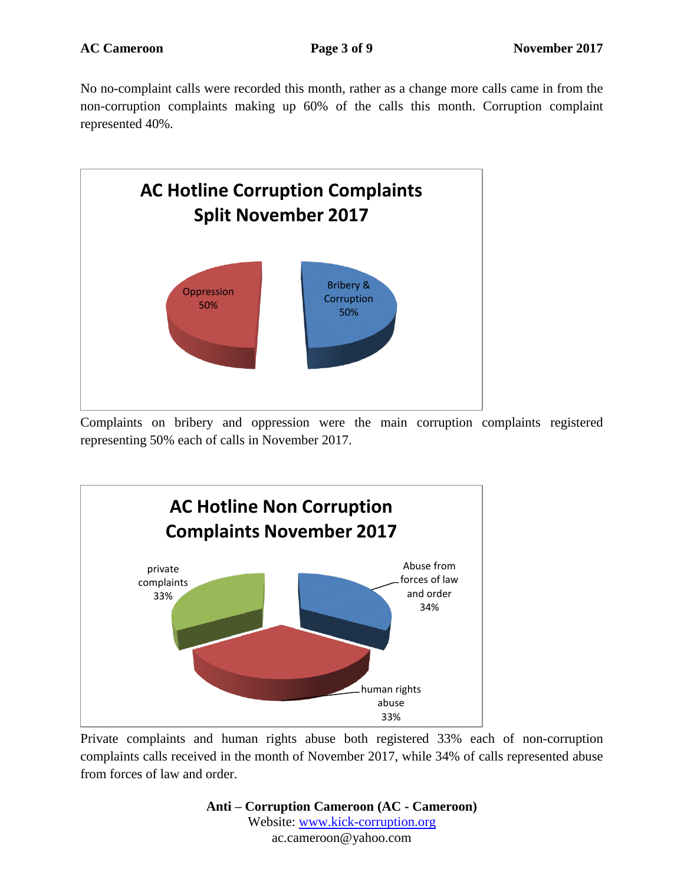No no-complaint calls were recorded this month, rather as a change more calls came in from the non-corruption complaints making up 60% of the calls this month. Corruption complaint represented 40%.

**AC Hotline Corruption Complaints Split November 2017**

Oppression 50%

Bribery & Corruption 50%

Complaints on bribery and oppression were the main corruption complaints registered representing 50% each of calls in November 2017.

**AC Hotline Non Corruption Complaints November 2017**

private complaints 33%

Abuse from forces of law and order 34%

human rights abuse 33%

Private complaints and human rights abuse both registered 33% each of non-corruption complaints calls received in the month of November 2017, while 34% of calls represented abuse from forces of law and order.

**Anti – Corruption Cameroon (AC - Cameroon)**
Website: www.kick-corruption.org
ac.cameroon@yahoo.com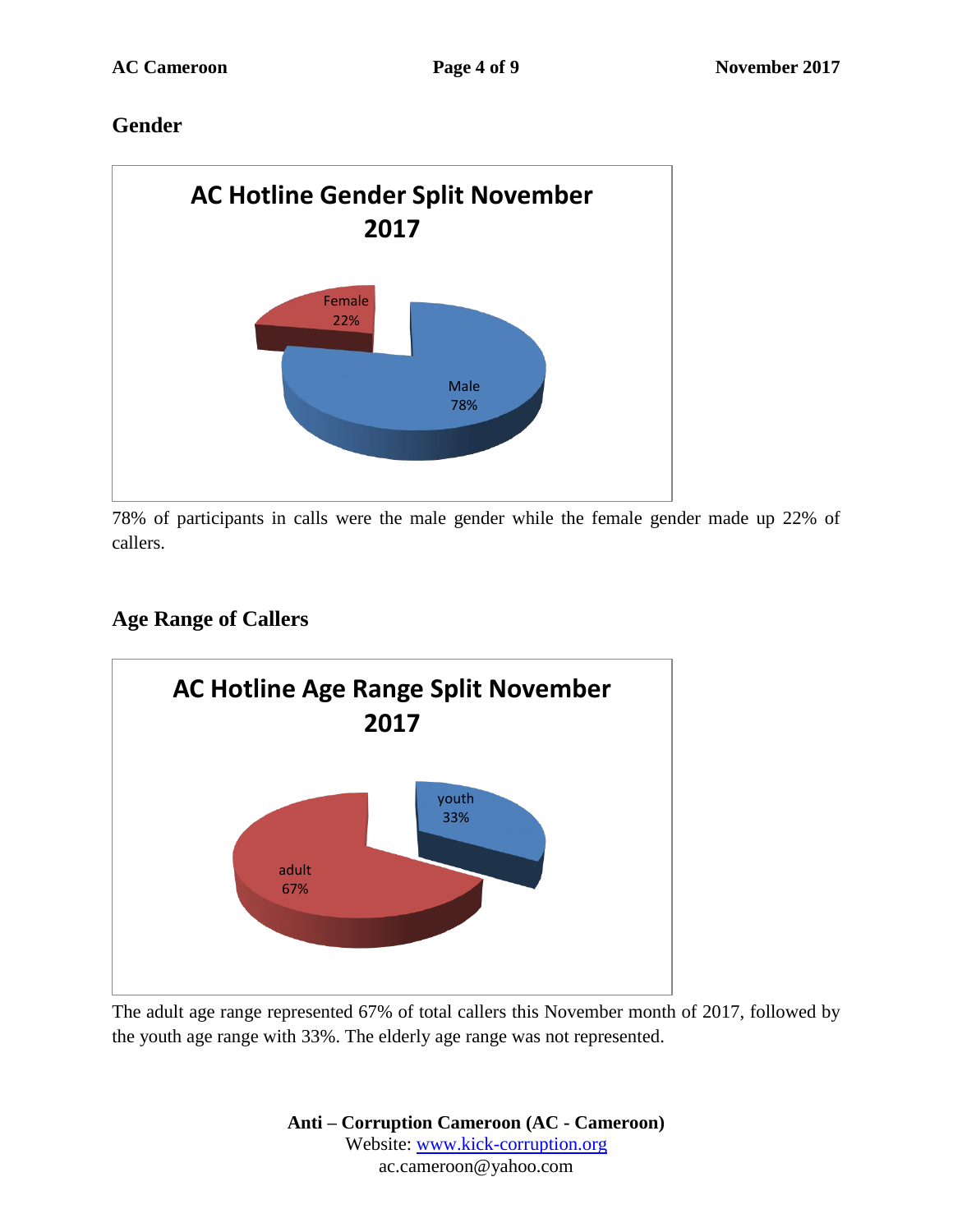## Gender

AC Hotline Gender Split November 2017

Female 22%

Male 78%

78% of participants in calls were the male gender while the female gender made up 22% of callers.

## Age Range of Callers

AC Hotline Age Range Split November 2017

youth 33%

adult 67%

The adult age range represented 67% of total callers this November month of 2017, followed by the youth age range with 33%. The elderly age range was not represented.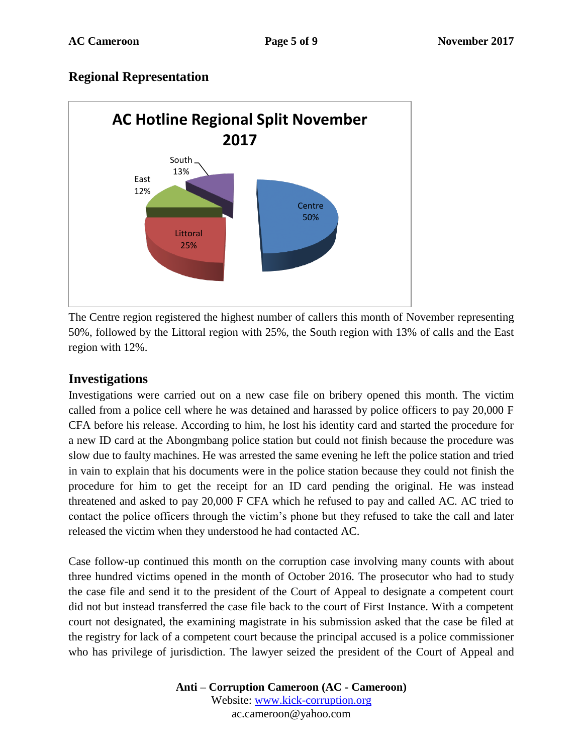## Regional Representation

The Centre region registered the highest number of callers this month of November representing 50%, followed by the Littoral region with 25%, the South region with 13% of calls and the East region with 12%.

## Investigations

Investigations were carried out on a new case file on bribery opened this month. The victim called from a police cell where he was detained and harassed by police officers to pay 20,000 F CFA before his release. According to him, he lost his identity card and started the procedure for a new ID card at the Abongmbang police station but could not finish because the procedure was slow due to faulty machines. He was arrested the same evening he left the police station and tried in vain to explain that his documents were in the police station because they could not finish the procedure for him to get the receipt for an ID card pending the original. He was instead threatened and asked to pay 20,000 F CFA which he refused to pay and called AC. AC tried to contact the police officers through the victim's phone but they refused to take the call and later released the victim when they understood he had contacted AC.

Case follow-up continued this month on the corruption case involving many counts with about three hundred victims opened in the month of October 2016. The prosecutor who had to study the case file and send it to the president of the Court of Appeal to designate a competent court did not but instead transferred the case file back to the court of First Instance. With a competent court not designated, the examining magistrate in his submission asked that the case be filed at the registry for lack of a competent court because the principal accused is a police commissioner who has privilege of jurisdiction. The lawyer seized the president of the Court of Appeal and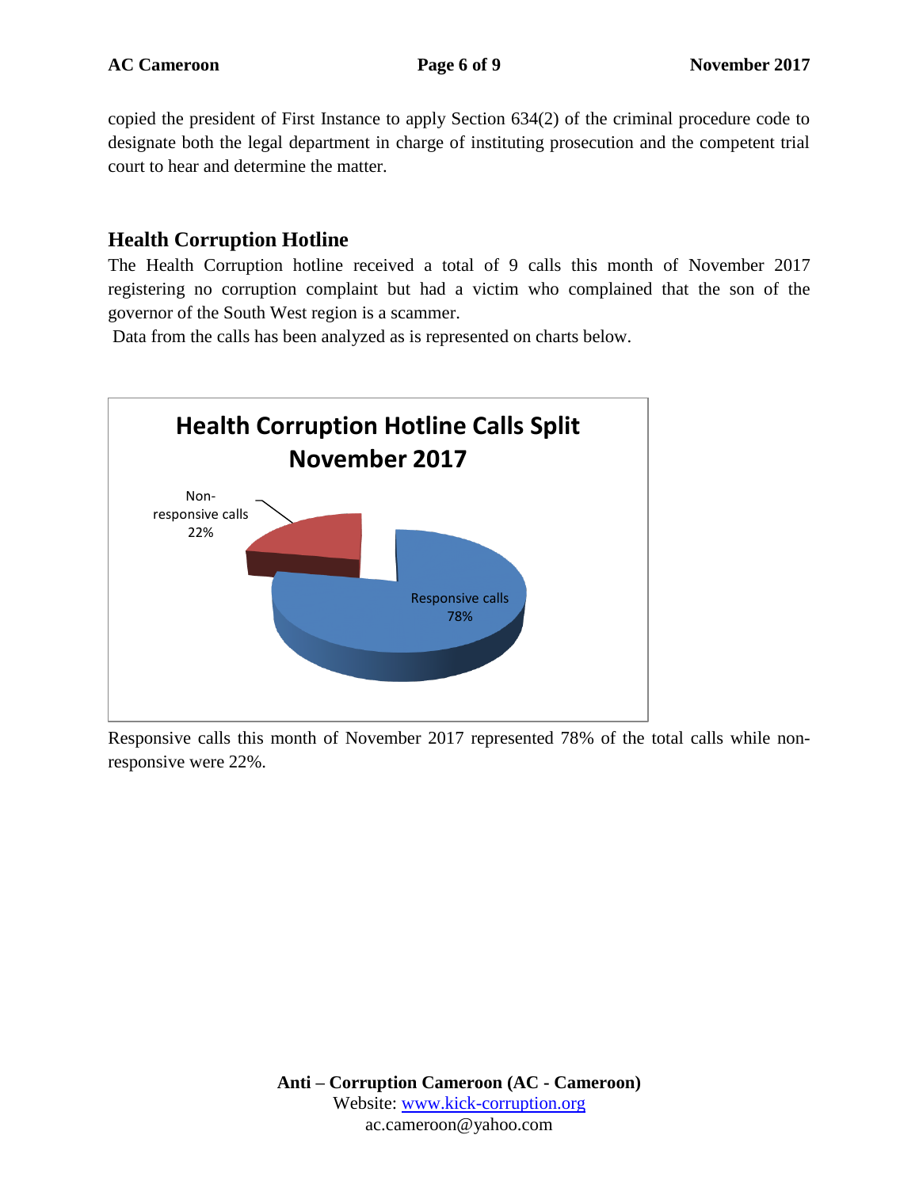copied the president of First Instance to apply Section 634(2) of the criminal procedure code to designate both the legal department in charge of instituting prosecution and the competent trial court to hear and determine the matter.

## Health Corruption Hotline

The Health Corruption hotline received a total of 9 calls this month of November 2017 registering no corruption complaint but had a victim who complained that the son of the governor of the South West region is a scammer.

Data from the calls has been analyzed as is represented on charts below.

**Health Corruption Hotline Calls Split November 2017**

Non-responsive calls 22%

Responsive calls 78%

Responsive calls this month of November 2017 represented 78% of the total calls while non-responsive were 22%.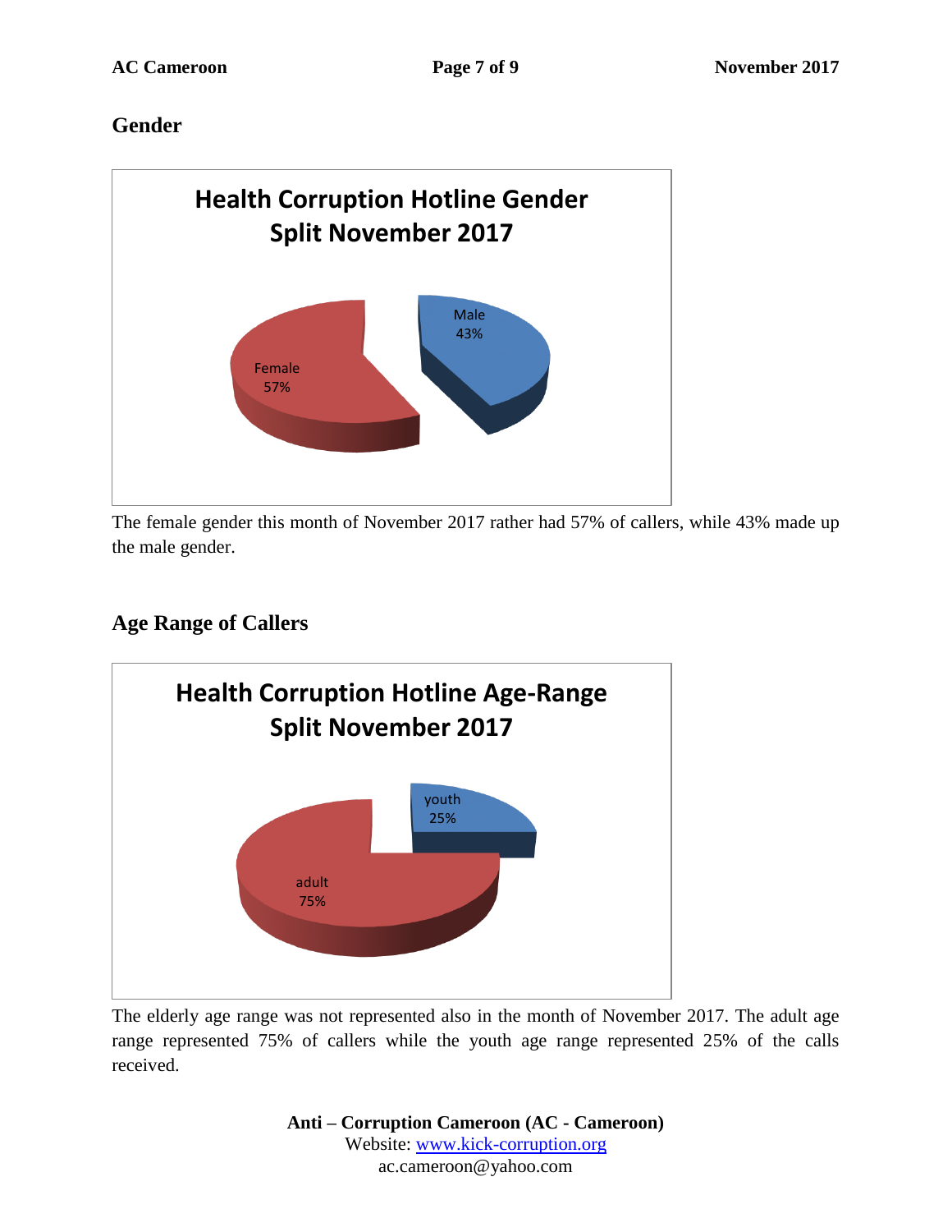## Gender

**Health Corruption Hotline Gender Split November 2017**

Male 43%

Female 57%

The female gender this month of November 2017 rather had 57% of callers, while 43% made up the male gender.

## Age Range of Callers

**Health Corruption Hotline Age-Range Split November 2017**

youth 25%

adult 75%

The elderly age range was not represented also in the month of November 2017. The adult age range represented 75% of callers while the youth age range represented 25% of the calls received.

**Anti – Corruption Cameroon (AC - Cameroon)**
Website: www.kick-corruption.org
ac.cameroon@yahoo.com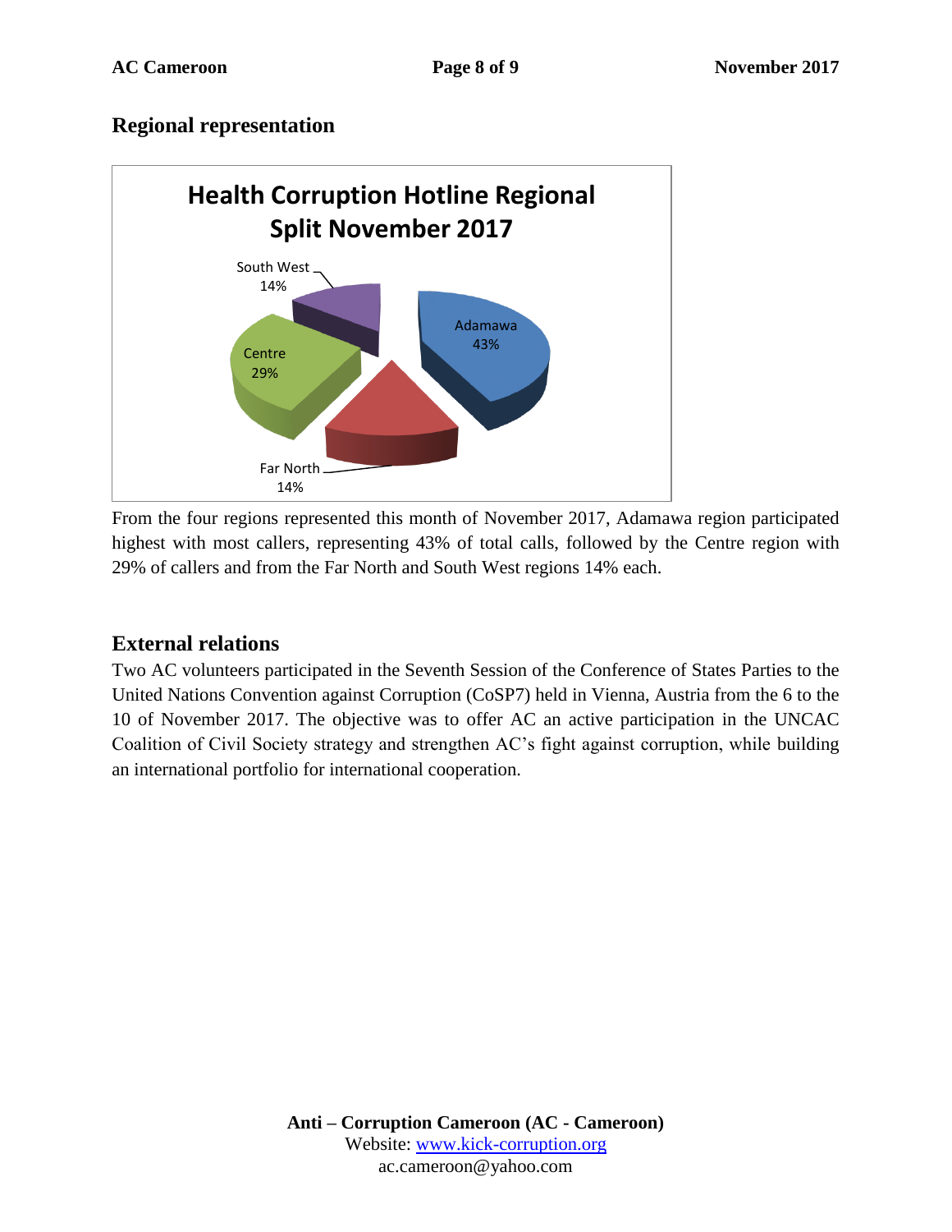## Regional representation

From the four regions represented this month of November 2017, Adamawa region participated highest with most callers, representing 43% of total calls, followed by the Centre region with 29% of callers and from the Far North and South West regions 14% each.

## External relations

Two AC volunteers participated in the Seventh Session of the Conference of States Parties to the United Nations Convention against Corruption (CoSP7) held in Vienna, Austria from the 6 to the 10 of November 2017. The objective was to offer AC an active participation in the UNCAC Coalition of Civil Society strategy and strengthen AC's fight against corruption, while building an international portfolio for international cooperation.

**Anti – Corruption Cameroon (AC - Cameroon)**
Website: www.kick-corruption.org
ac.cameroon@yahoo.com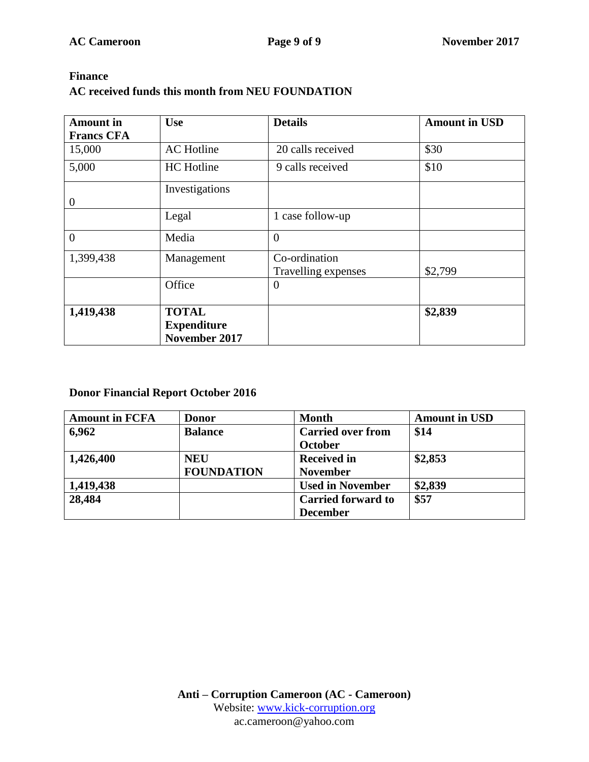**Finance**

**AC received funds this month from NEU FOUNDATION**

| Amount in Francs CFA | Use | Details | Amount in USD |
|---|---|---|---|
| 15,000 | AC Hotline | 20 calls received | $30 |
| 5,000 | HC Hotline | 9 calls received | $10 |
| 0 | Investigations | | |
| | Legal | 1 case follow-up | |
| 0 | Media | 0 | |
| 1,399,438 | Management | Co-ordination<br>Travelling expenses | $2,799 |
| | Office | 0 | |
| **1,419,438** | **TOTAL Expenditure November 2017** | | **$2,839** |

**Donor Financial Report October 2016**

| Amount in FCFA | Donor | Month | Amount in USD |
|---|---|---|---|
| **6,962** | **Balance** | **Carried over from October** | **$14** |
| **1,426,400** | **NEU FOUNDATION** | **Received in November** | **$2,853** |
| **1,419,438** | | **Used in November** | **$2,839** |
| **28,484** | | **Carried forward to December** | **$57** |

**Anti – Corruption Cameroon (AC - Cameroon)**
Website: [www.kick-corruption.org](http://www.kick-corruption.org)
ac.cameroon@yahoo.com